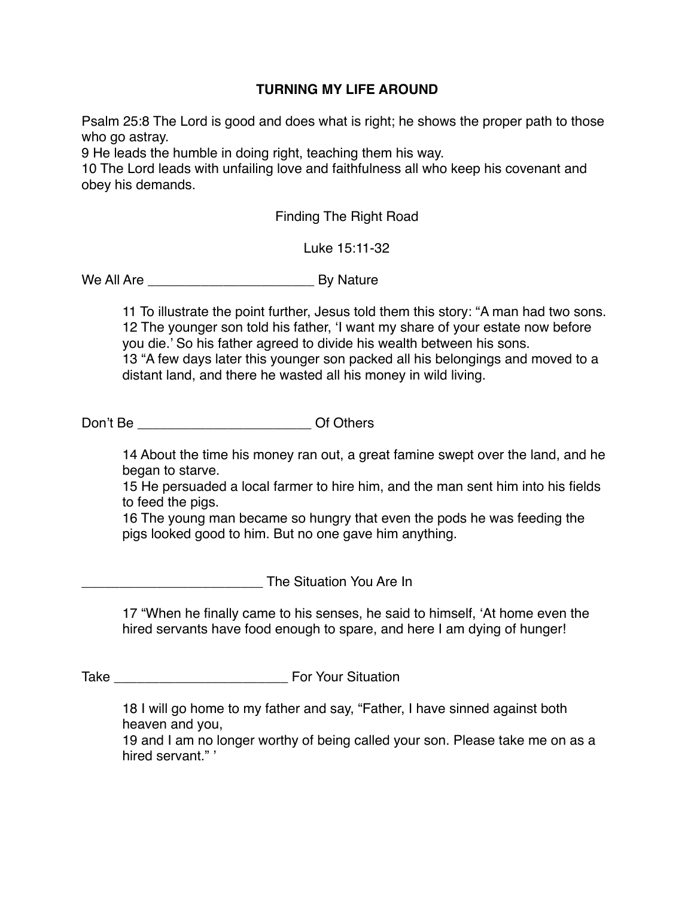# TURNING MY LIFE AROUND

Psalm 25:8 The Lord is good and does what is right; he shows the proper path to those who go astray.
9 He leads the humble in doing right, teaching them his way.
10 The Lord leads with unfailing love and faithfulness all who keep his covenant and obey his demands.

Finding The Right Road

Luke 15:11-32

We All Are ______________________ By Nature

> 11 To illustrate the point further, Jesus told them this story: "A man had two sons.
> 12 The younger son told his father, 'I want my share of your estate now before you die.' So his father agreed to divide his wealth between his sons.
> 13 "A few days later this younger son packed all his belongings and moved to a distant land, and there he wasted all his money in wild living.

Don't Be _______________________ Of Others

> 14 About the time his money ran out, a great famine swept over the land, and he began to starve.
> 15 He persuaded a local farmer to hire him, and the man sent him into his fields to feed the pigs.
> 16 The young man became so hungry that even the pods he was feeding the pigs looked good to him. But no one gave him anything.

________________________ The Situation You Are In

> 17 "When he finally came to his senses, he said to himself, 'At home even the hired servants have food enough to spare, and here I am dying of hunger!

Take _______________________ For Your Situation

> 18 I will go home to my father and say, "Father, I have sinned against both heaven and you,
> 19 and I am no longer worthy of being called your son. Please take me on as a hired servant." '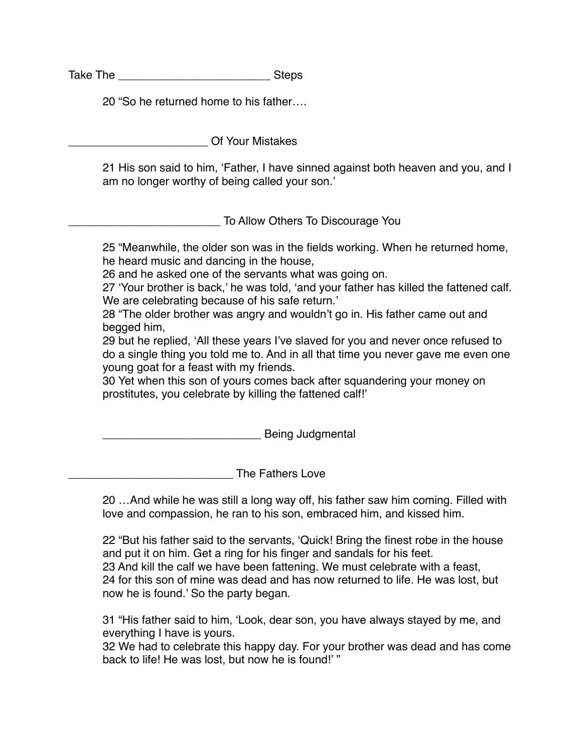Take The ________________________ Steps

> 20 “So he returned home to his father….

______________________ Of Your Mistakes

> 21 His son said to him, ‘Father, I have sinned against both heaven and you, and I am no longer worthy of being called your son.’

________________________ To Allow Others To Discourage You

> 25 “Meanwhile, the older son was in the fields working. When he returned home, he heard music and dancing in the house,
> 26 and he asked one of the servants what was going on.
> 27 ‘Your brother is back,’ he was told, ‘and your father has killed the fattened calf. We are celebrating because of his safe return.’
> 28 “The older brother was angry and wouldn’t go in. His father came out and begged him,
> 29 but he replied, ‘All these years I’ve slaved for you and never once refused to do a single thing you told me to. And in all that time you never gave me even one young goat for a feast with my friends.
> 30 Yet when this son of yours comes back after squandering your money on prostitutes, you celebrate by killing the fattened calf!’

> _________________________ Being Judgmental

__________________________ The Fathers Love

> 20 …And while he was still a long way off, his father saw him coming. Filled with love and compassion, he ran to his son, embraced him, and kissed him.
>
> 22 “But his father said to the servants, ‘Quick! Bring the finest robe in the house and put it on him. Get a ring for his finger and sandals for his feet.
> 23 And kill the calf we have been fattening. We must celebrate with a feast,
> 24 for this son of mine was dead and has now returned to life. He was lost, but now he is found.’ So the party began.
>
> 31 “His father said to him, ‘Look, dear son, you have always stayed by me, and everything I have is yours.
> 32 We had to celebrate this happy day. For your brother was dead and has come back to life! He was lost, but now he is found!’ ”